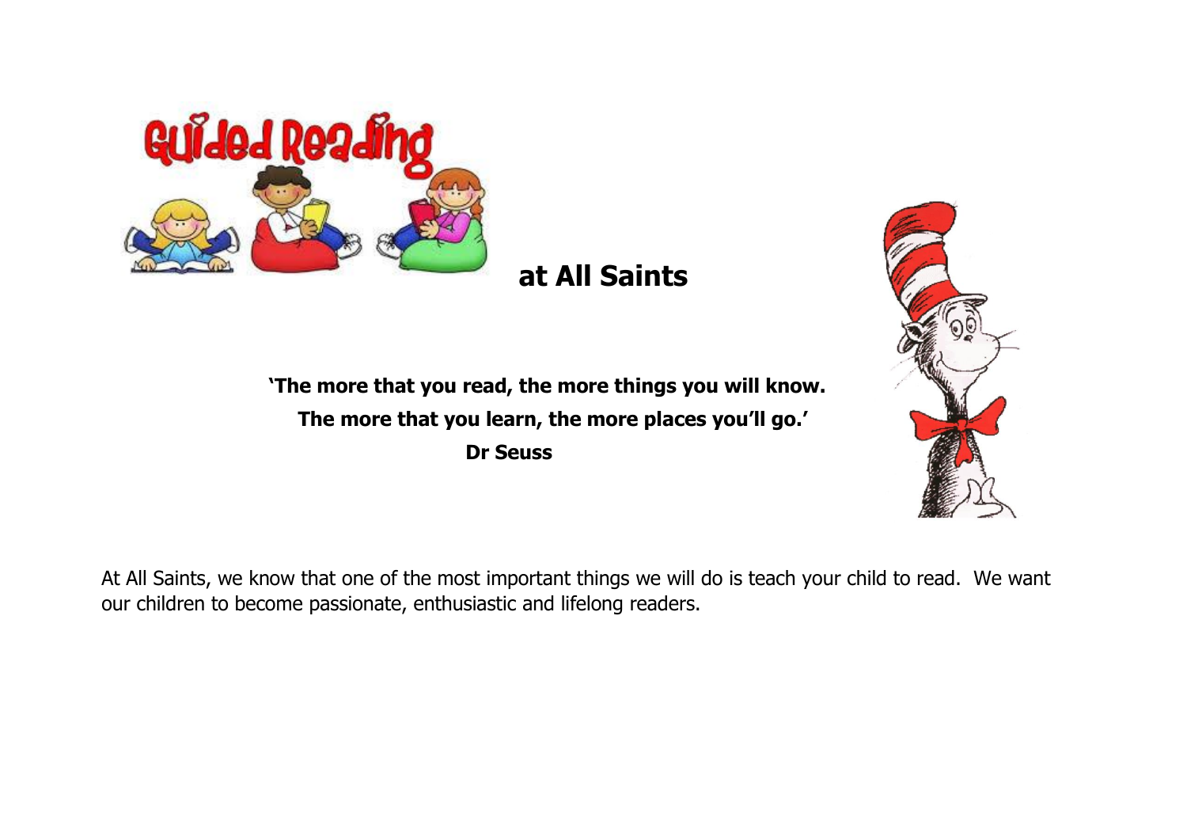# Guided Reading at All Saints

**'The more that you read, the more things you will know.**
**The more that you learn, the more places you'll go.'**
**Dr Seuss**

At All Saints, we know that one of the most important things we will do is teach your child to read. We want our children to become passionate, enthusiastic and lifelong readers.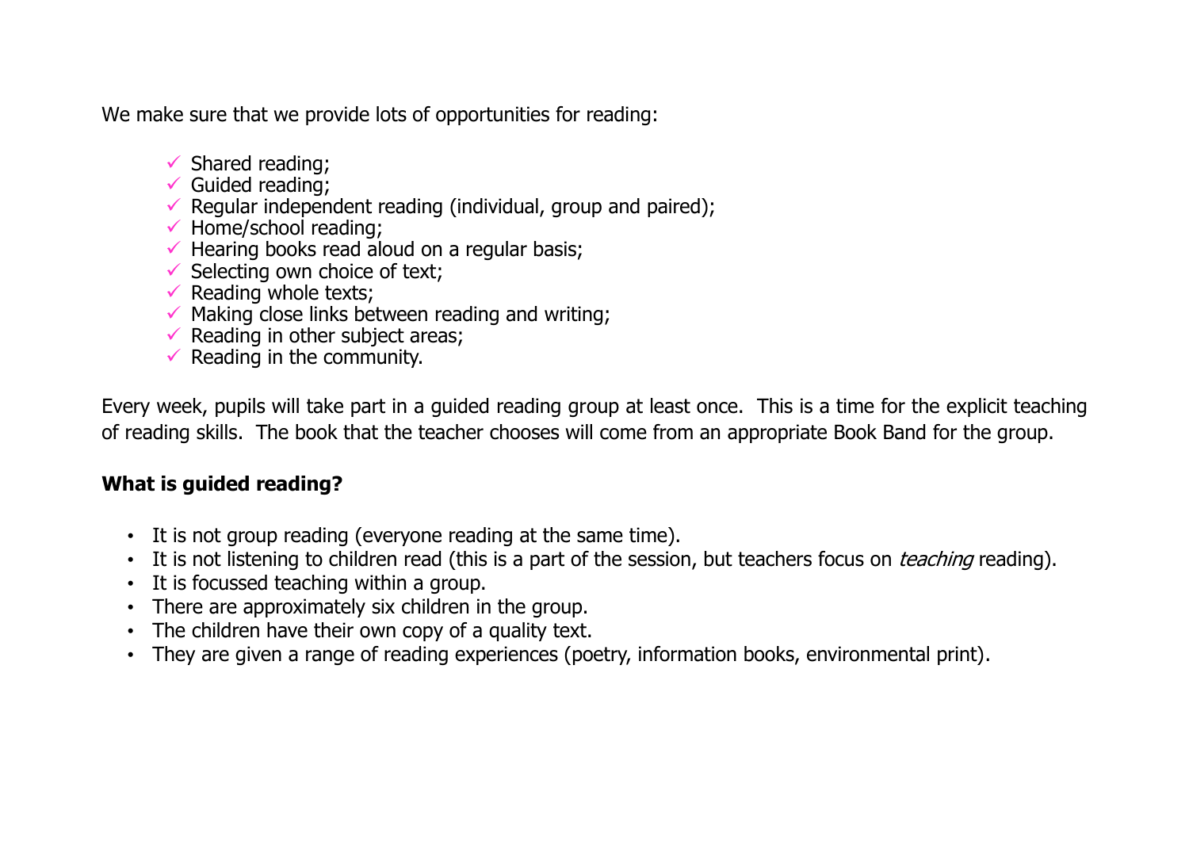We make sure that we provide lots of opportunities for reading:

- ✓ Shared reading;
- ✓ Guided reading;
- ✓ Regular independent reading (individual, group and paired);
- ✓ Home/school reading;
- ✓ Hearing books read aloud on a regular basis;
- ✓ Selecting own choice of text;
- ✓ Reading whole texts;
- ✓ Making close links between reading and writing;
- ✓ Reading in other subject areas;
- ✓ Reading in the community.

Every week, pupils will take part in a guided reading group at least once. This is a time for the explicit teaching of reading skills. The book that the teacher chooses will come from an appropriate Book Band for the group.

**What is guided reading?**

- It is not group reading (everyone reading at the same time).
- It is not listening to children read (this is a part of the session, but teachers focus on *teaching* reading).
- It is focussed teaching within a group.
- There are approximately six children in the group.
- The children have their own copy of a quality text.
- They are given a range of reading experiences (poetry, information books, environmental print).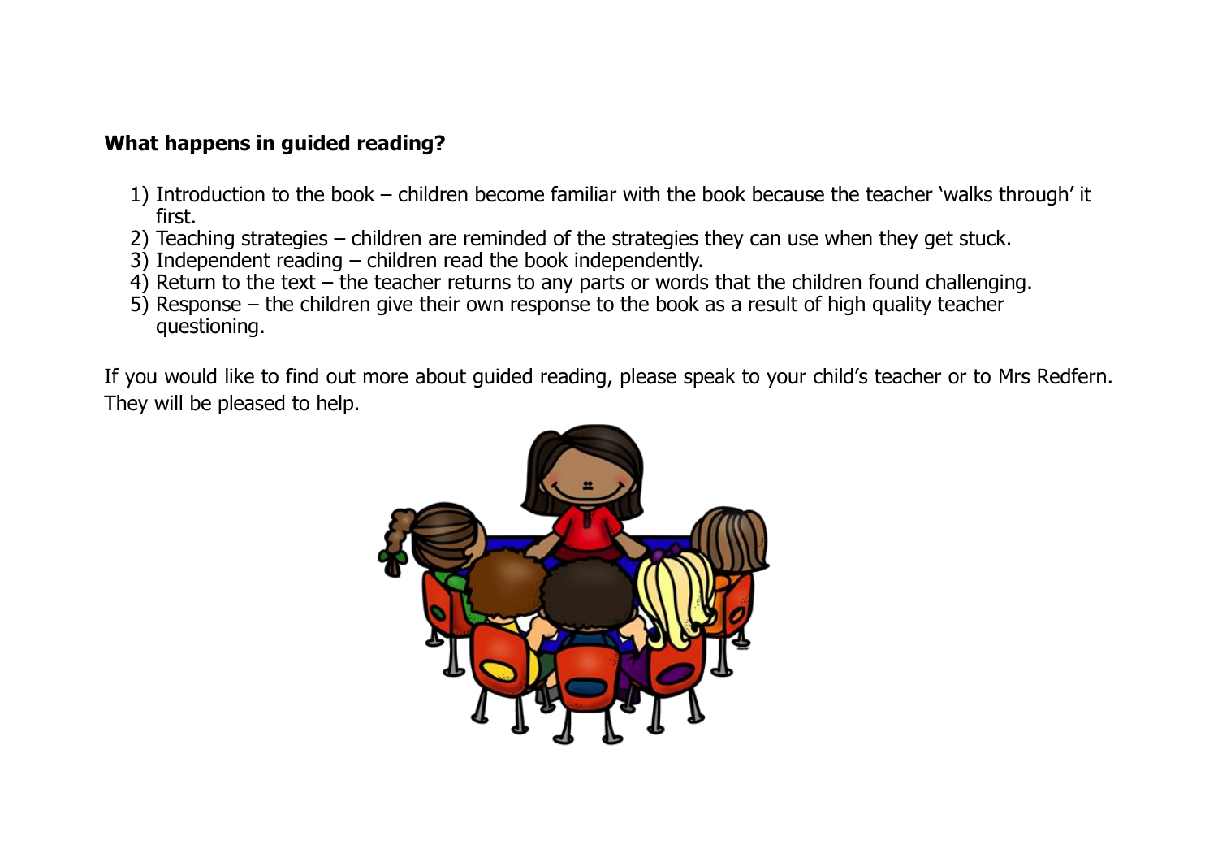**What happens in guided reading?**

1) Introduction to the book – children become familiar with the book because the teacher 'walks through' it first.
2) Teaching strategies – children are reminded of the strategies they can use when they get stuck.
3) Independent reading – children read the book independently.
4) Return to the text – the teacher returns to any parts or words that the children found challenging.
5) Response – the children give their own response to the book as a result of high quality teacher questioning.

If you would like to find out more about guided reading, please speak to your child's teacher or to Mrs Redfern. They will be pleased to help.